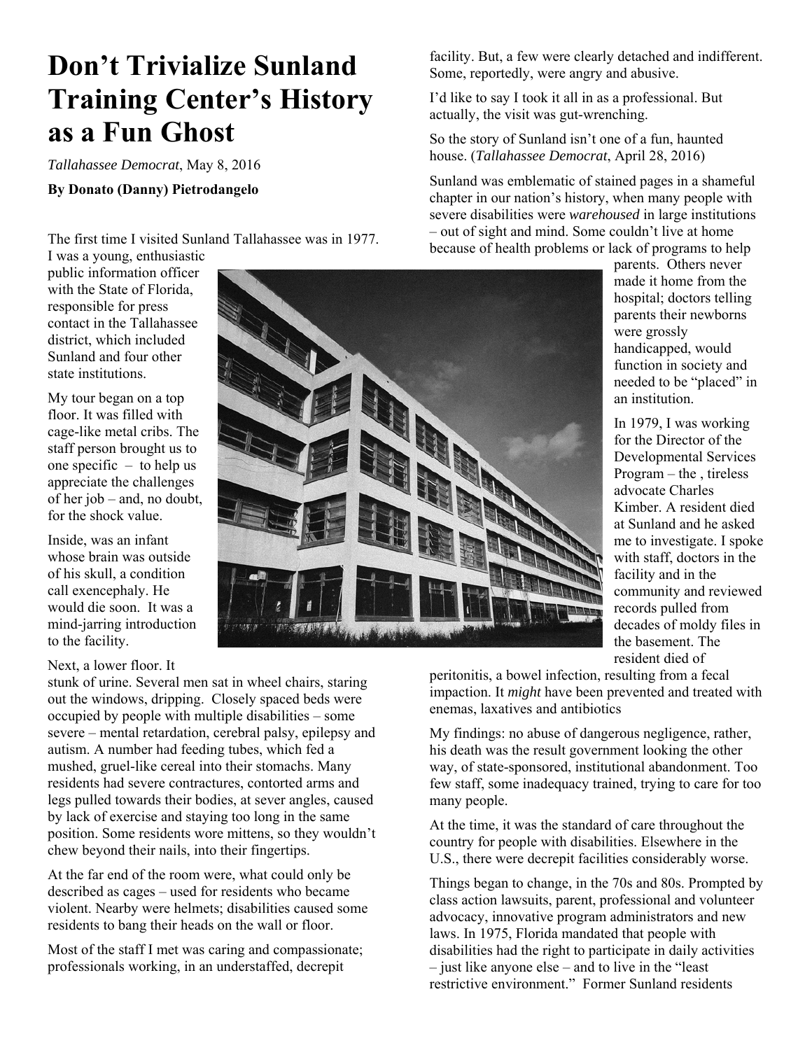# Don't Trivialize Sunland Training Center's History as a Fun Ghost

*Tallahassee Democrat*, May 8, 2016

**By Donato (Danny) Pietrodangelo**

The first time I visited Sunland Tallahassee was in 1977. I was a young, enthusiastic public information officer with the State of Florida, responsible for press contact in the Tallahassee district, which included Sunland and four other state institutions.

My tour began on a top floor. It was filled with cage-like metal cribs. The staff person brought us to one specific – to help us appreciate the challenges of her job – and, no doubt, for the shock value.

Inside, was an infant whose brain was outside of his skull, a condition call exencephaly. He would die soon. It was a mind-jarring introduction to the facility.

Next, a lower floor. It stunk of urine. Several men sat in wheel chairs, staring out the windows, dripping. Closely spaced beds were occupied by people with multiple disabilities – some severe – mental retardation, cerebral palsy, epilepsy and autism. A number had feeding tubes, which fed a mushed, gruel-like cereal into their stomachs. Many residents had severe contractures, contorted arms and legs pulled towards their bodies, at sever angles, caused by lack of exercise and staying too long in the same position. Some residents wore mittens, so they wouldn't chew beyond their nails, into their fingertips.

At the far end of the room were, what could only be described as cages – used for residents who became violent. Nearby were helmets; disabilities caused some residents to bang their heads on the wall or floor.

Most of the staff I met was caring and compassionate; professionals working, in an understaffed, decrepit facility. But, a few were clearly detached and indifferent. Some, reportedly, were angry and abusive.

I'd like to say I took it all in as a professional. But actually, the visit was gut-wrenching.

So the story of Sunland isn't one of a fun, haunted house. (*Tallahassee Democrat*, April 28, 2016)

Sunland was emblematic of stained pages in a shameful chapter in our nation's history, when many people with severe disabilities were *warehoused* in large institutions – out of sight and mind. Some couldn't live at home because of health problems or lack of programs to help parents. Others never made it home from the hospital; doctors telling parents their newborns were grossly handicapped, would function in society and needed to be "placed" in an institution.

In 1979, I was working for the Director of the Developmental Services Program – the , tireless advocate Charles Kimber. A resident died at Sunland and he asked me to investigate. I spoke with staff, doctors in the facility and in the community and reviewed records pulled from decades of moldy files in the basement. The resident died of peritonitis, a bowel infection, resulting from a fecal impaction. It *might* have been prevented and treated with enemas, laxatives and antibiotics

My findings: no abuse of dangerous negligence, rather, his death was the result government looking the other way, of state-sponsored, institutional abandonment. Too few staff, some inadequacy trained, trying to care for too many people.

At the time, it was the standard of care throughout the country for people with disabilities. Elsewhere in the U.S., there were decrepit facilities considerably worse.

Things began to change, in the 70s and 80s. Prompted by class action lawsuits, parent, professional and volunteer advocacy, innovative program administrators and new laws. In 1975, Florida mandated that people with disabilities had the right to participate in daily activities – just like anyone else – and to live in the "least restrictive environment." Former Sunland residents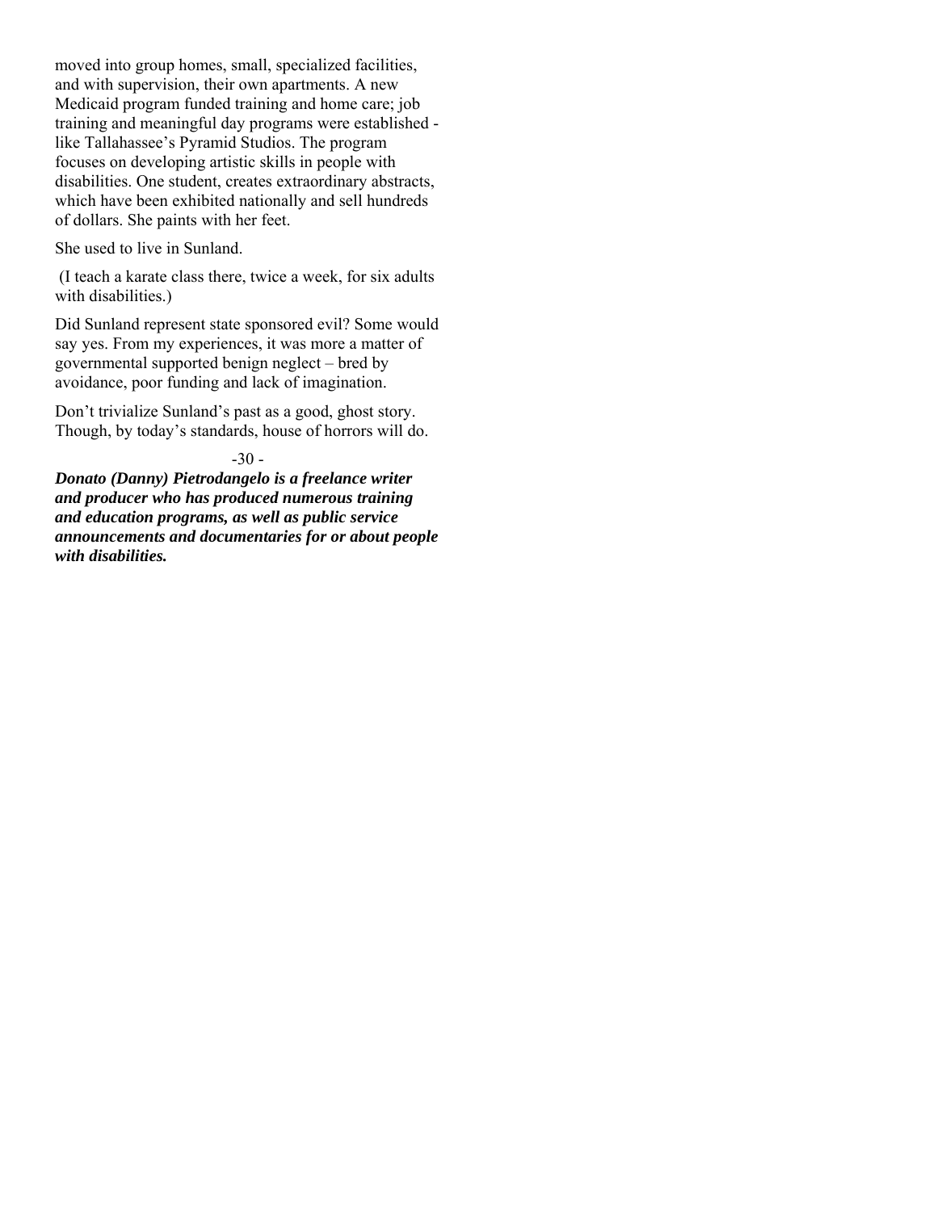moved into group homes, small, specialized facilities, and with supervision, their own apartments. A new Medicaid program funded training and home care; job training and meaningful day programs were established - like Tallahassee's Pyramid Studios. The program focuses on developing artistic skills in people with disabilities. One student, creates extraordinary abstracts, which have been exhibited nationally and sell hundreds of dollars. She paints with her feet.

She used to live in Sunland.

(I teach a karate class there, twice a week, for six adults with disabilities.)

Did Sunland represent state sponsored evil? Some would say yes. From my experiences, it was more a matter of governmental supported benign neglect – bred by avoidance, poor funding and lack of imagination.

Don't trivialize Sunland's past as a good, ghost story. Though, by today's standards, house of horrors will do.

-30 -

***Donato (Danny) Pietrodangelo is a freelance writer and producer who has produced numerous training and education programs, as well as public service announcements and documentaries for or about people with disabilities.***